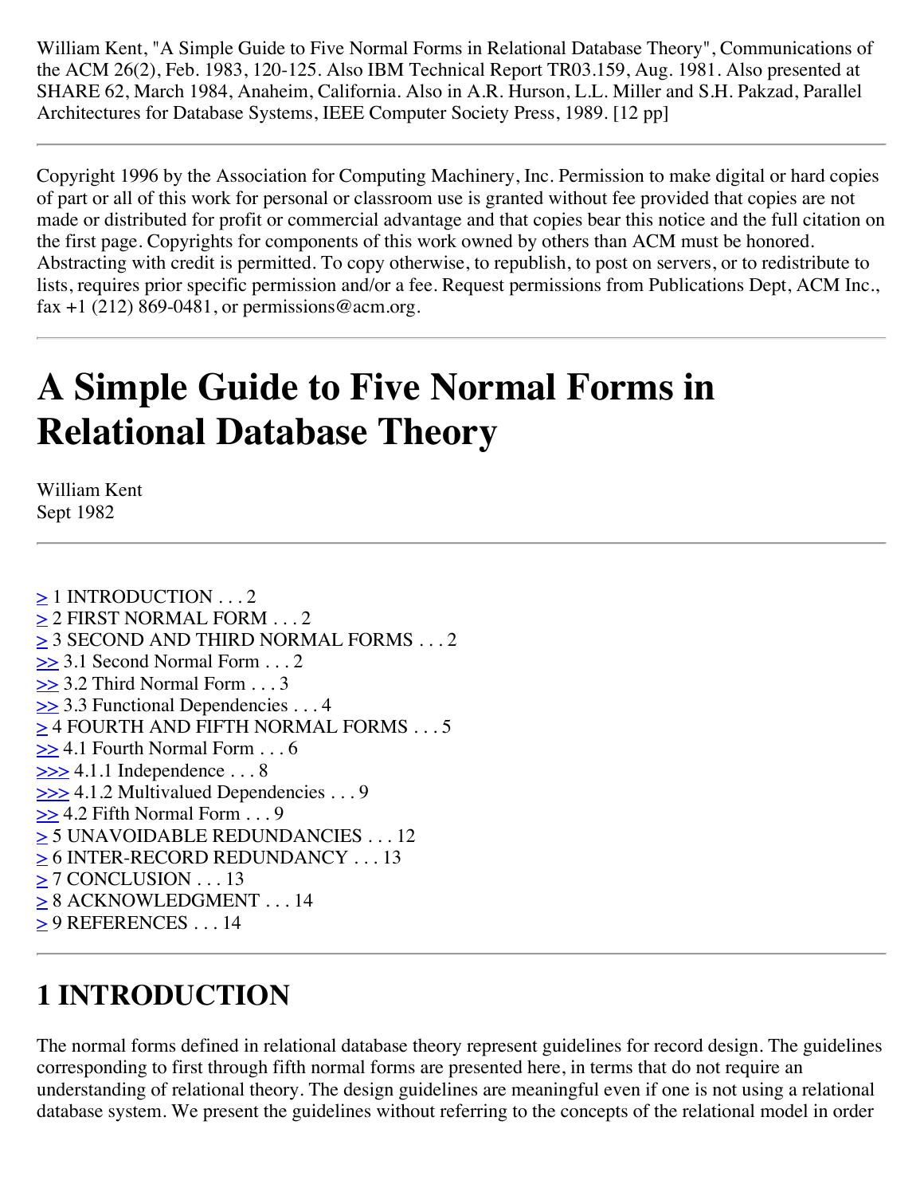William Kent, "A Simple Guide to Five Normal Forms in Relational Database Theory", Communications of the ACM 26(2), Feb. 1983, 120-125. Also IBM Technical Report TR03.159, Aug. 1981. Also presented at SHARE 62, March 1984, Anaheim, California. Also in A.R. Hurson, L.L. Miller and S.H. Pakzad, Parallel Architectures for Database Systems, IEEE Computer Society Press, 1989. [12 pp]

---

Copyright 1996 by the Association for Computing Machinery, Inc. Permission to make digital or hard copies of part or all of this work for personal or classroom use is granted without fee provided that copies are not made or distributed for profit or commercial advantage and that copies bear this notice and the full citation on the first page. Copyrights for components of this work owned by others than ACM must be honored. Abstracting with credit is permitted. To copy otherwise, to republish, to post on servers, or to redistribute to lists, requires prior specific permission and/or a fee. Request permissions from Publications Dept, ACM Inc., fax +1 (212) 869-0481, or permissions@acm.org.

---

# A Simple Guide to Five Normal Forms in Relational Database Theory

William Kent
Sept 1982

---

> 1 INTRODUCTION . . . 2
> 2 FIRST NORMAL FORM . . . 2
> 3 SECOND AND THIRD NORMAL FORMS . . . 2
>> 3.1 Second Normal Form . . . 2
>> 3.2 Third Normal Form . . . 3
>> 3.3 Functional Dependencies . . . 4
> 4 FOURTH AND FIFTH NORMAL FORMS . . . 5
>> 4.1 Fourth Normal Form . . . 6
>>> 4.1.1 Independence . . . 8
>>> 4.1.2 Multivalued Dependencies . . . 9
>> 4.2 Fifth Normal Form . . . 9
> 5 UNAVOIDABLE REDUNDANCIES . . . 12
> 6 INTER-RECORD REDUNDANCY . . . 13
> 7 CONCLUSION . . . 13
> 8 ACKNOWLEDGMENT . . . 14
> 9 REFERENCES . . . 14

---

## 1 INTRODUCTION

The normal forms defined in relational database theory represent guidelines for record design. The guidelines corresponding to first through fifth normal forms are presented here, in terms that do not require an understanding of relational theory. The design guidelines are meaningful even if one is not using a relational database system. We present the guidelines without referring to the concepts of the relational model in order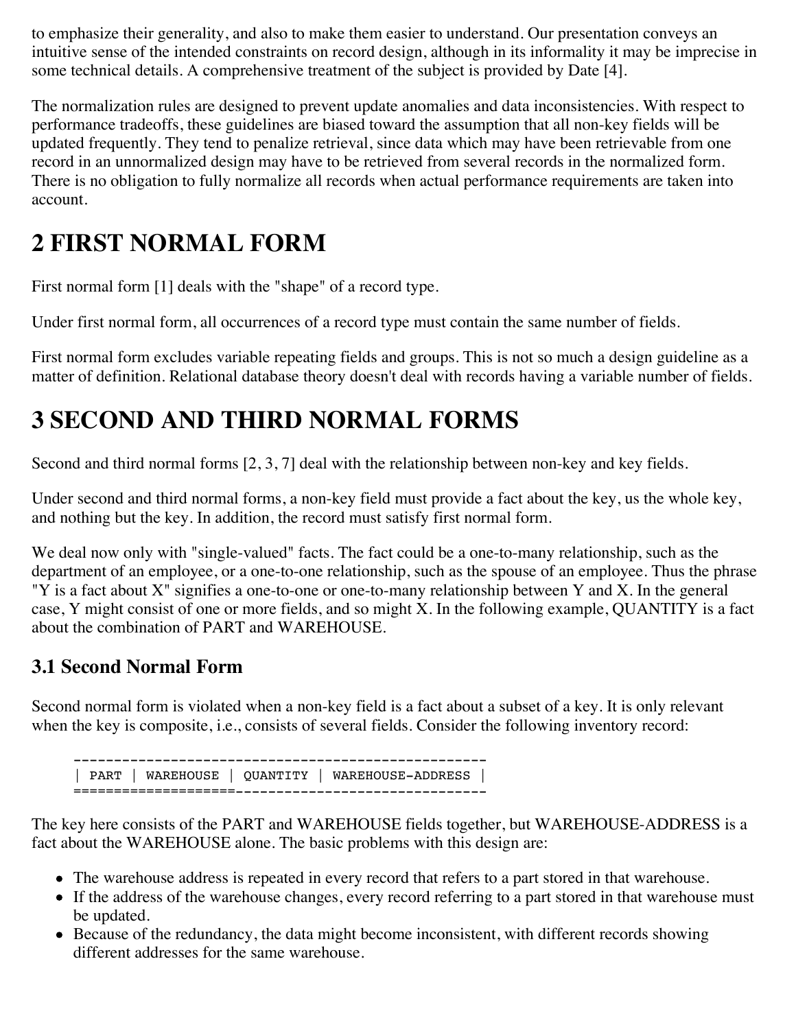to emphasize their generality, and also to make them easier to understand. Our presentation conveys an intuitive sense of the intended constraints on record design, although in its informality it may be imprecise in some technical details. A comprehensive treatment of the subject is provided by Date [4].

The normalization rules are designed to prevent update anomalies and data inconsistencies. With respect to performance tradeoffs, these guidelines are biased toward the assumption that all non-key fields will be updated frequently. They tend to penalize retrieval, since data which may have been retrievable from one record in an unnormalized design may have to be retrieved from several records in the normalized form. There is no obligation to fully normalize all records when actual performance requirements are taken into account.

# 2 FIRST NORMAL FORM

First normal form [1] deals with the "shape" of a record type.

Under first normal form, all occurrences of a record type must contain the same number of fields.

First normal form excludes variable repeating fields and groups. This is not so much a design guideline as a matter of definition. Relational database theory doesn't deal with records having a variable number of fields.

# 3 SECOND AND THIRD NORMAL FORMS

Second and third normal forms [2, 3, 7] deal with the relationship between non-key and key fields.

Under second and third normal forms, a non-key field must provide a fact about the key, us the whole key, and nothing but the key. In addition, the record must satisfy first normal form.

We deal now only with "single-valued" facts. The fact could be a one-to-many relationship, such as the department of an employee, or a one-to-one relationship, such as the spouse of an employee. Thus the phrase "Y is a fact about X" signifies a one-to-one or one-to-many relationship between Y and X. In the general case, Y might consist of one or more fields, and so might X. In the following example, QUANTITY is a fact about the combination of PART and WAREHOUSE.

## 3.1 Second Normal Form

Second normal form is violated when a non-key field is a fact about a subset of a key. It is only relevant when the key is composite, i.e., consists of several fields. Consider the following inventory record:

```
---------------------------------------------------
| PART | WAREHOUSE | QUANTITY | WAREHOUSE-ADDRESS |
====================-------------------------------
```

The key here consists of the PART and WAREHOUSE fields together, but WAREHOUSE-ADDRESS is a fact about the WAREHOUSE alone. The basic problems with this design are:

- The warehouse address is repeated in every record that refers to a part stored in that warehouse.
- If the address of the warehouse changes, every record referring to a part stored in that warehouse must be updated.
- Because of the redundancy, the data might become inconsistent, with different records showing different addresses for the same warehouse.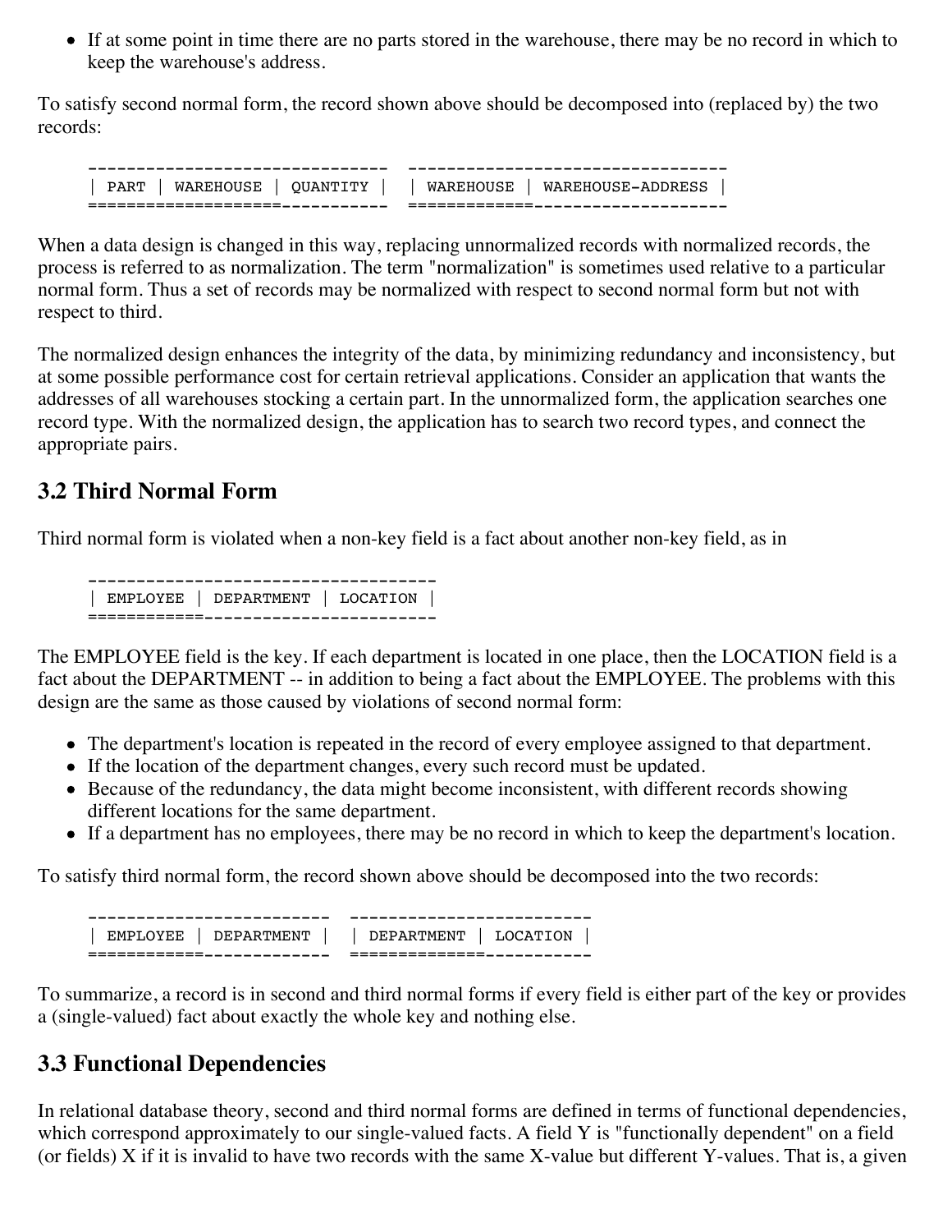- If at some point in time there are no parts stored in the warehouse, there may be no record in which to keep the warehouse's address.

To satisfy second normal form, the record shown above should be decomposed into (replaced by) the two records:

```
-------------------------------  ---------------------------------
| PART | WAREHOUSE | QUANTITY |  | WAREHOUSE | WAREHOUSE-ADDRESS |
====================-----------  =============--------------------
```

When a data design is changed in this way, replacing unnormalized records with normalized records, the process is referred to as normalization. The term "normalization" is sometimes used relative to a particular normal form. Thus a set of records may be normalized with respect to second normal form but not with respect to third.

The normalized design enhances the integrity of the data, by minimizing redundancy and inconsistency, but at some possible performance cost for certain retrieval applications. Consider an application that wants the addresses of all warehouses stocking a certain part. In the unnormalized form, the application searches one record type. With the normalized design, the application has to search two record types, and connect the appropriate pairs.

## 3.2 Third Normal Form

Third normal form is violated when a non-key field is a fact about another non-key field, as in

```
------------------------------------
| EMPLOYEE | DEPARTMENT | LOCATION |
============------------------------
```

The EMPLOYEE field is the key. If each department is located in one place, then the LOCATION field is a fact about the DEPARTMENT -- in addition to being a fact about the EMPLOYEE. The problems with this design are the same as those caused by violations of second normal form:

- The department's location is repeated in the record of every employee assigned to that department.
- If the location of the department changes, every such record must be updated.
- Because of the redundancy, the data might become inconsistent, with different records showing different locations for the same department.
- If a department has no employees, there may be no record in which to keep the department's location.

To satisfy third normal form, the record shown above should be decomposed into the two records:

```
-------------------------  -------------------------
| EMPLOYEE | DEPARTMENT |  | DEPARTMENT | LOCATION |
============-------------  ==============-----------
```

To summarize, a record is in second and third normal forms if every field is either part of the key or provides a (single-valued) fact about exactly the whole key and nothing else.

## 3.3 Functional Dependencies

In relational database theory, second and third normal forms are defined in terms of functional dependencies, which correspond approximately to our single-valued facts. A field Y is "functionally dependent" on a field (or fields) X if it is invalid to have two records with the same X-value but different Y-values. That is, a given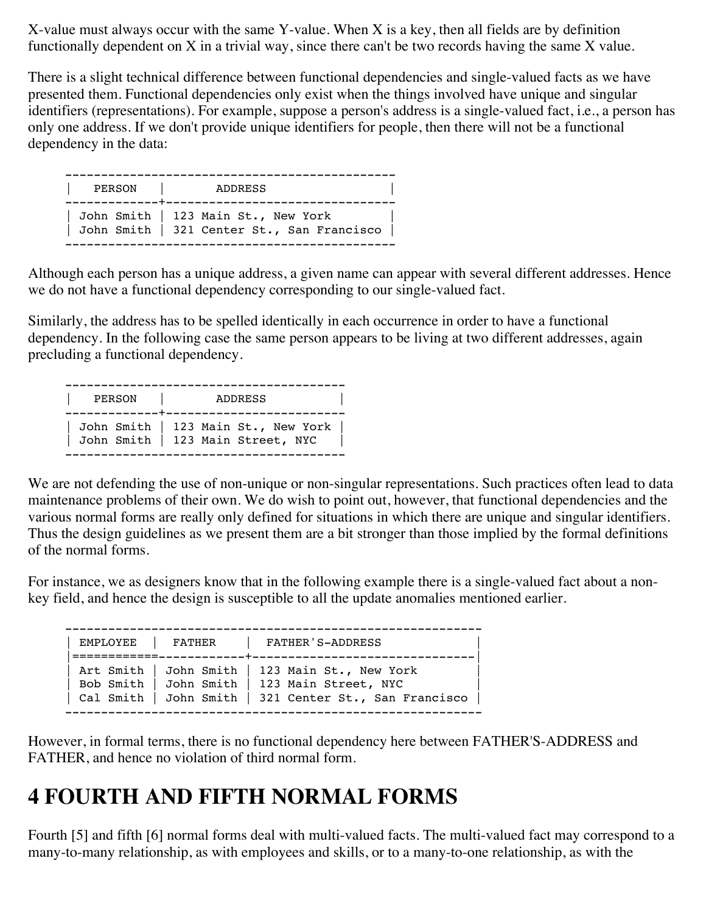X-value must always occur with the same Y-value. When X is a key, then all fields are by definition functionally dependent on X in a trivial way, since there can't be two records having the same X value.

There is a slight technical difference between functional dependencies and single-valued facts as we have presented them. Functional dependencies only exist when the things involved have unique and singular identifiers (representations). For example, suppose a person's address is a single-valued fact, i.e., a person has only one address. If we don't provide unique identifiers for people, then there will not be a functional dependency in the data:

| PERSON | ADDRESS |
| --- | --- |
| John Smith | 123 Main St., New York |
| John Smith | 321 Center St., San Francisco |

Although each person has a unique address, a given name can appear with several different addresses. Hence we do not have a functional dependency corresponding to our single-valued fact.

Similarly, the address has to be spelled identically in each occurrence in order to have a functional dependency. In the following case the same person appears to be living at two different addresses, again precluding a functional dependency.

| PERSON | ADDRESS |
| --- | --- |
| John Smith | 123 Main St., New York |
| John Smith | 123 Main Street, NYC |

We are not defending the use of non-unique or non-singular representations. Such practices often lead to data maintenance problems of their own. We do wish to point out, however, that functional dependencies and the various normal forms are really only defined for situations in which there are unique and singular identifiers. Thus the design guidelines as we present them are a bit stronger than those implied by the formal definitions of the normal forms.

For instance, we as designers know that in the following example there is a single-valued fact about a non-key field, and hence the design is susceptible to all the update anomalies mentioned earlier.

| EMPLOYEE | FATHER | FATHER'S-ADDRESS |
| --- | --- | --- |
| Art Smith | John Smith | 123 Main St., New York |
| Bob Smith | John Smith | 123 Main Street, NYC |
| Cal Smith | John Smith | 321 Center St., San Francisco |

However, in formal terms, there is no functional dependency here between FATHER'S-ADDRESS and FATHER, and hence no violation of third normal form.

# 4 FOURTH AND FIFTH NORMAL FORMS

Fourth [5] and fifth [6] normal forms deal with multi-valued facts. The multi-valued fact may correspond to a many-to-many relationship, as with employees and skills, or to a many-to-one relationship, as with the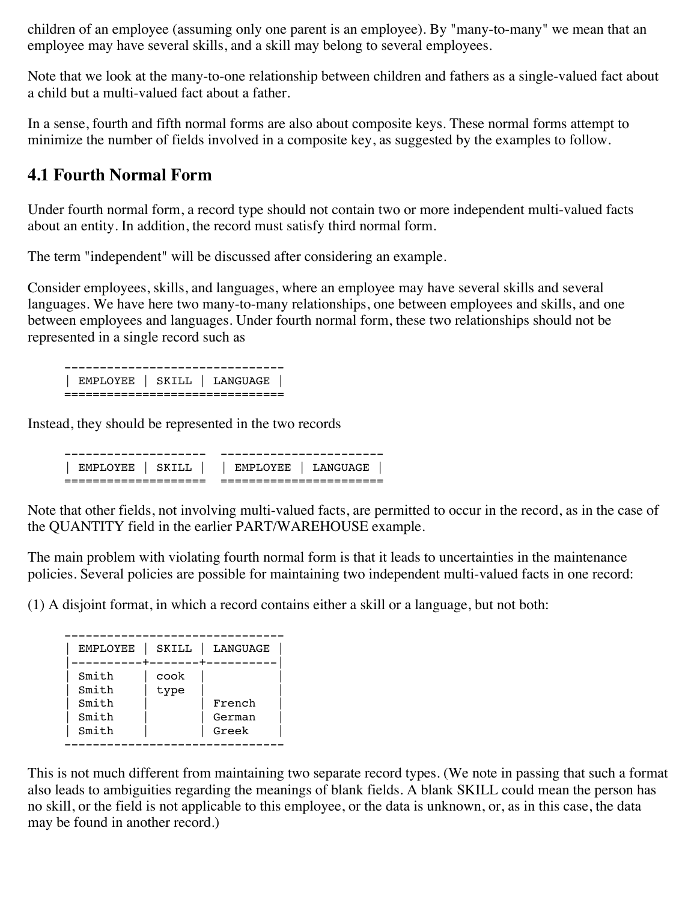children of an employee (assuming only one parent is an employee). By "many-to-many" we mean that an employee may have several skills, and a skill may belong to several employees.

Note that we look at the many-to-one relationship between children and fathers as a single-valued fact about a child but a multi-valued fact about a father.

In a sense, fourth and fifth normal forms are also about composite keys. These normal forms attempt to minimize the number of fields involved in a composite key, as suggested by the examples to follow.

## 4.1 Fourth Normal Form

Under fourth normal form, a record type should not contain two or more independent multi-valued facts about an entity. In addition, the record must satisfy third normal form.

The term "independent" will be discussed after considering an example.

Consider employees, skills, and languages, where an employee may have several skills and several languages. We have here two many-to-many relationships, one between employees and skills, and one between employees and languages. Under fourth normal form, these two relationships should not be represented in a single record such as

```
-------------------------------
| EMPLOYEE | SKILL | LANGUAGE |
===============================
```

Instead, they should be represented in the two records

```
--------------------  -----------------------
| EMPLOYEE | SKILL |  | EMPLOYEE | LANGUAGE |
====================  =======================
```

Note that other fields, not involving multi-valued facts, are permitted to occur in the record, as in the case of the QUANTITY field in the earlier PART/WAREHOUSE example.

The main problem with violating fourth normal form is that it leads to uncertainties in the maintenance policies. Several policies are possible for maintaining two independent multi-valued facts in one record:

(1) A disjoint format, in which a record contains either a skill or a language, but not both:

```
-------------------------------
| EMPLOYEE | SKILL | LANGUAGE |
|----------+-------+----------|
| Smith    | cook  |          |
| Smith    | type  |          |
| Smith    |       | French   |
| Smith    |       | German   |
| Smith    |       | Greek    |
-------------------------------
```

This is not much different from maintaining two separate record types. (We note in passing that such a format also leads to ambiguities regarding the meanings of blank fields. A blank SKILL could mean the person has no skill, or the field is not applicable to this employee, or the data is unknown, or, as in this case, the data may be found in another record.)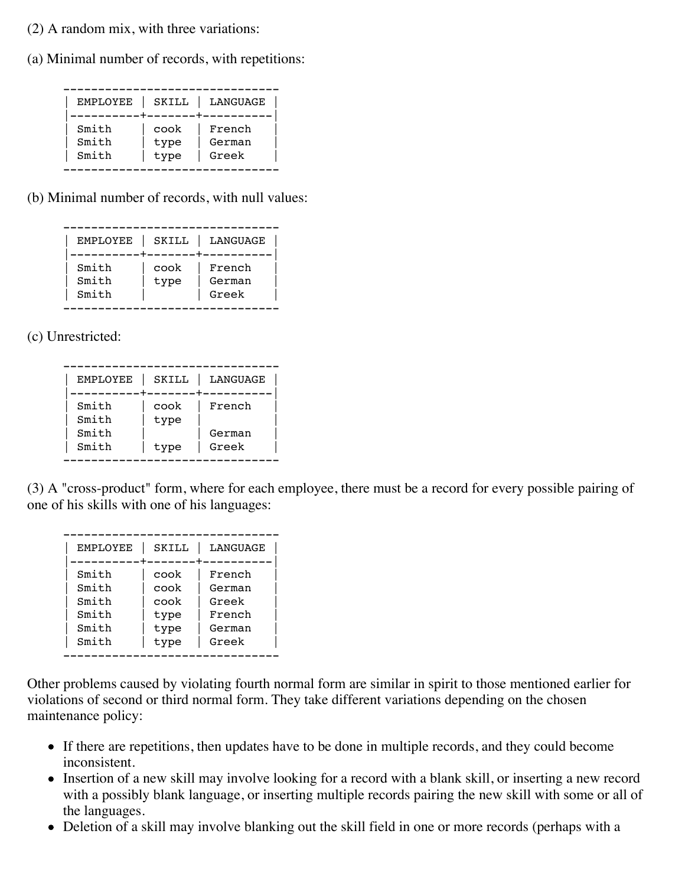(2) A random mix, with three variations:

(a) Minimal number of records, with repetitions:

| EMPLOYEE | SKILL | LANGUAGE |
|---|---|---|
| Smith | cook | French |
| Smith | type | German |
| Smith | type | Greek |

(b) Minimal number of records, with null values:

| EMPLOYEE | SKILL | LANGUAGE |
|---|---|---|
| Smith | cook | French |
| Smith | type | German |
| Smith | | Greek |

(c) Unrestricted:

| EMPLOYEE | SKILL | LANGUAGE |
|---|---|---|
| Smith | cook | French |
| Smith | type | |
| Smith | | German |
| Smith | type | Greek |

(3) A "cross-product" form, where for each employee, there must be a record for every possible pairing of one of his skills with one of his languages:

| EMPLOYEE | SKILL | LANGUAGE |
|---|---|---|
| Smith | cook | French |
| Smith | cook | German |
| Smith | cook | Greek |
| Smith | type | French |
| Smith | type | German |
| Smith | type | Greek |

Other problems caused by violating fourth normal form are similar in spirit to those mentioned earlier for violations of second or third normal form. They take different variations depending on the chosen maintenance policy:

- If there are repetitions, then updates have to be done in multiple records, and they could become inconsistent.
- Insertion of a new skill may involve looking for a record with a blank skill, or inserting a new record with a possibly blank language, or inserting multiple records pairing the new skill with some or all of the languages.
- Deletion of a skill may involve blanking out the skill field in one or more records (perhaps with a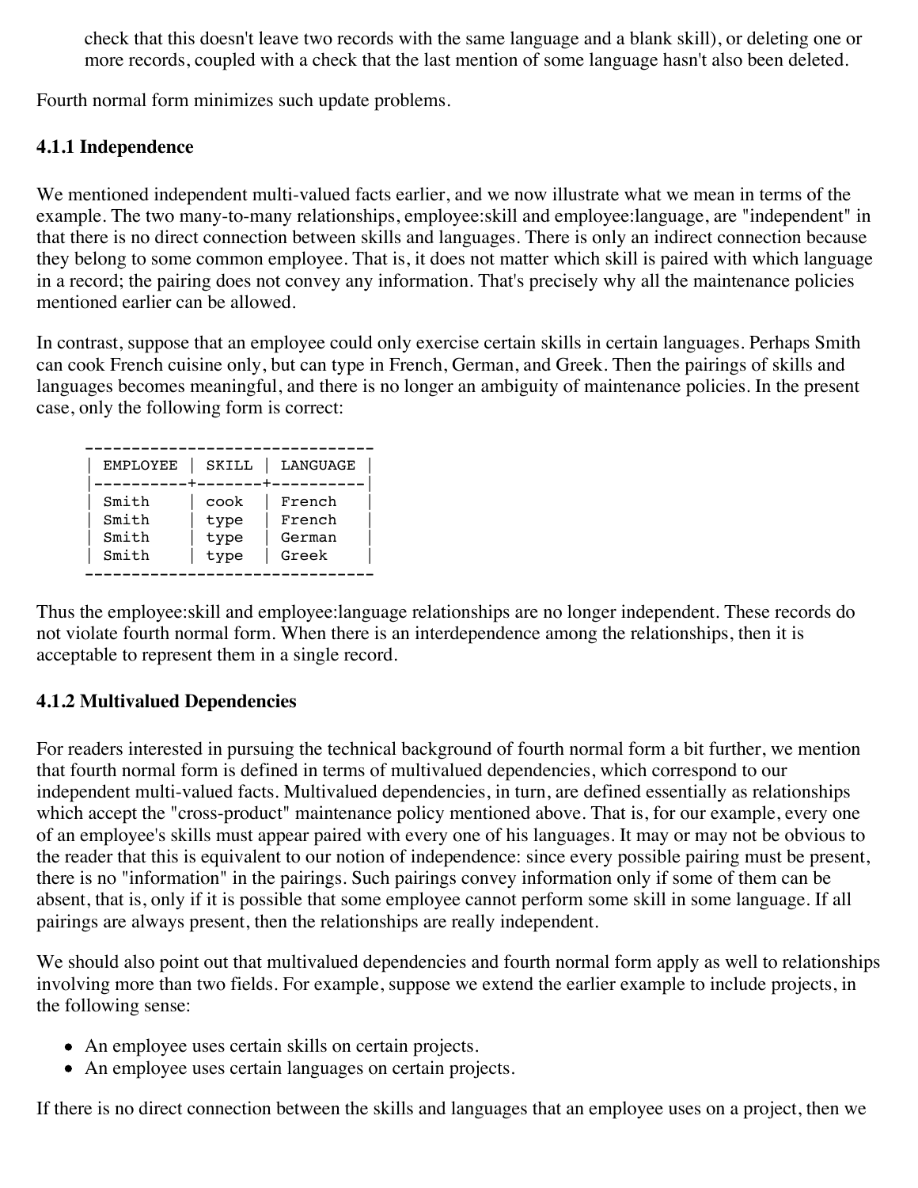check that this doesn't leave two records with the same language and a blank skill), or deleting one or more records, coupled with a check that the last mention of some language hasn't also been deleted.

Fourth normal form minimizes such update problems.

### 4.1.1 Independence

We mentioned independent multi-valued facts earlier, and we now illustrate what we mean in terms of the example. The two many-to-many relationships, employee:skill and employee:language, are "independent" in that there is no direct connection between skills and languages. There is only an indirect connection because they belong to some common employee. That is, it does not matter which skill is paired with which language in a record; the pairing does not convey any information. That's precisely why all the maintenance policies mentioned earlier can be allowed.

In contrast, suppose that an employee could only exercise certain skills in certain languages. Perhaps Smith can cook French cuisine only, but can type in French, German, and Greek. Then the pairings of skills and languages becomes meaningful, and there is no longer an ambiguity of maintenance policies. In the present case, only the following form is correct:

| EMPLOYEE | SKILL | LANGUAGE |
|---|---|---|
| Smith | cook | French |
| Smith | type | French |
| Smith | type | German |
| Smith | type | Greek |

Thus the employee:skill and employee:language relationships are no longer independent. These records do not violate fourth normal form. When there is an interdependence among the relationships, then it is acceptable to represent them in a single record.

### 4.1.2 Multivalued Dependencies

For readers interested in pursuing the technical background of fourth normal form a bit further, we mention that fourth normal form is defined in terms of multivalued dependencies, which correspond to our independent multi-valued facts. Multivalued dependencies, in turn, are defined essentially as relationships which accept the "cross-product" maintenance policy mentioned above. That is, for our example, every one of an employee's skills must appear paired with every one of his languages. It may or may not be obvious to the reader that this is equivalent to our notion of independence: since every possible pairing must be present, there is no "information" in the pairings. Such pairings convey information only if some of them can be absent, that is, only if it is possible that some employee cannot perform some skill in some language. If all pairings are always present, then the relationships are really independent.

We should also point out that multivalued dependencies and fourth normal form apply as well to relationships involving more than two fields. For example, suppose we extend the earlier example to include projects, in the following sense:

- An employee uses certain skills on certain projects.
- An employee uses certain languages on certain projects.

If there is no direct connection between the skills and languages that an employee uses on a project, then we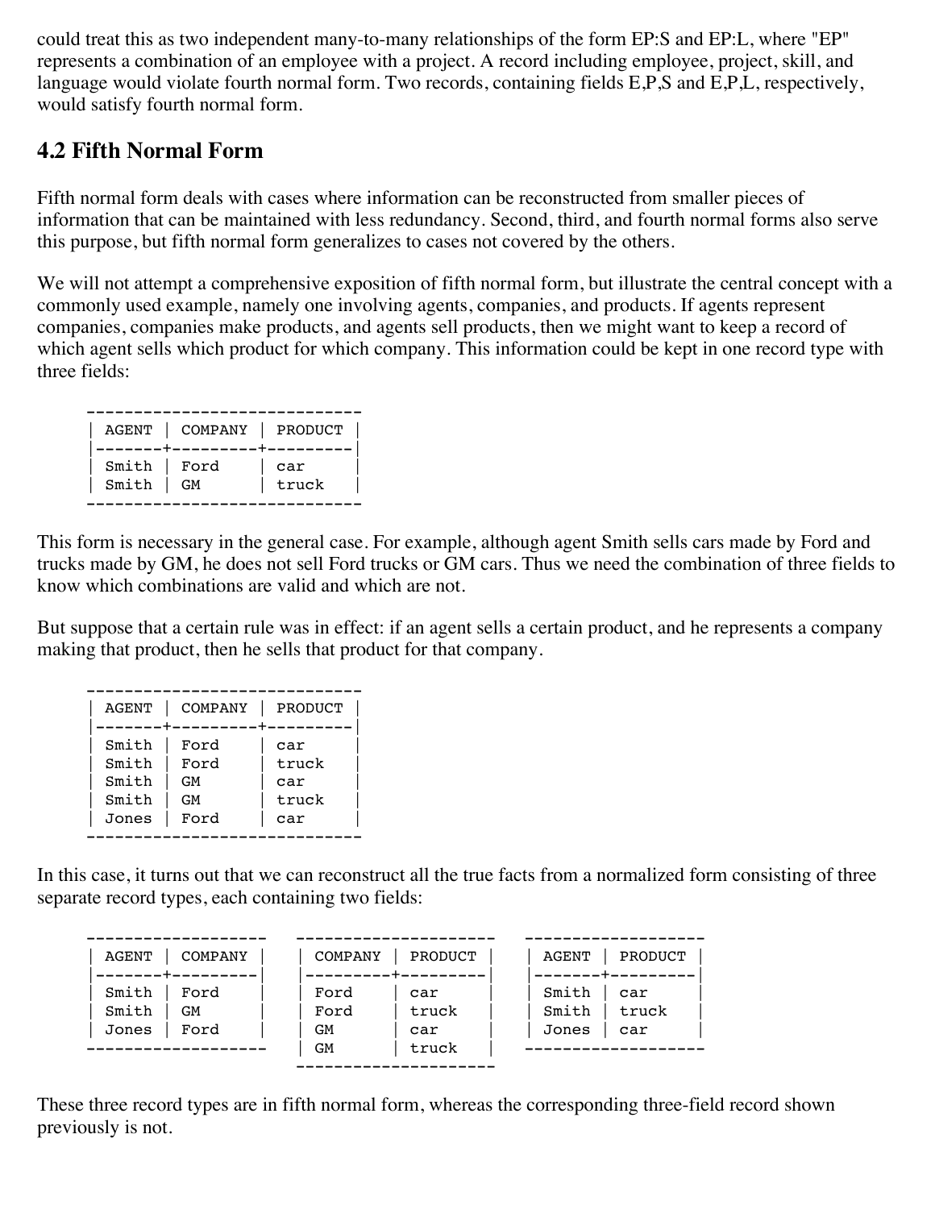could treat this as two independent many-to-many relationships of the form EP:S and EP:L, where "EP" represents a combination of an employee with a project. A record including employee, project, skill, and language would violate fourth normal form. Two records, containing fields E,P,S and E,P,L, respectively, would satisfy fourth normal form.

## 4.2 Fifth Normal Form

Fifth normal form deals with cases where information can be reconstructed from smaller pieces of information that can be maintained with less redundancy. Second, third, and fourth normal forms also serve this purpose, but fifth normal form generalizes to cases not covered by the others.

We will not attempt a comprehensive exposition of fifth normal form, but illustrate the central concept with a commonly used example, namely one involving agents, companies, and products. If agents represent companies, companies make products, and agents sell products, then we might want to keep a record of which agent sells which product for which company. This information could be kept in one record type with three fields:

| AGENT | COMPANY | PRODUCT |
|---|---|---|
| Smith | Ford | car |
| Smith | GM | truck |

This form is necessary in the general case. For example, although agent Smith sells cars made by Ford and trucks made by GM, he does not sell Ford trucks or GM cars. Thus we need the combination of three fields to know which combinations are valid and which are not.

But suppose that a certain rule was in effect: if an agent sells a certain product, and he represents a company making that product, then he sells that product for that company.

| AGENT | COMPANY | PRODUCT |
|---|---|---|
| Smith | Ford | car |
| Smith | Ford | truck |
| Smith | GM | car |
| Smith | GM | truck |
| Jones | Ford | car |

In this case, it turns out that we can reconstruct all the true facts from a normalized form consisting of three separate record types, each containing two fields:

| AGENT | COMPANY |
|---|---|
| Smith | Ford |
| Smith | GM |
| Jones | Ford |

| COMPANY | PRODUCT |
|---|---|
| Ford | car |
| Ford | truck |
| GM | car |
| GM | truck |

| AGENT | PRODUCT |
|---|---|
| Smith | car |
| Smith | truck |
| Jones | car |

These three record types are in fifth normal form, whereas the corresponding three-field record shown previously is not.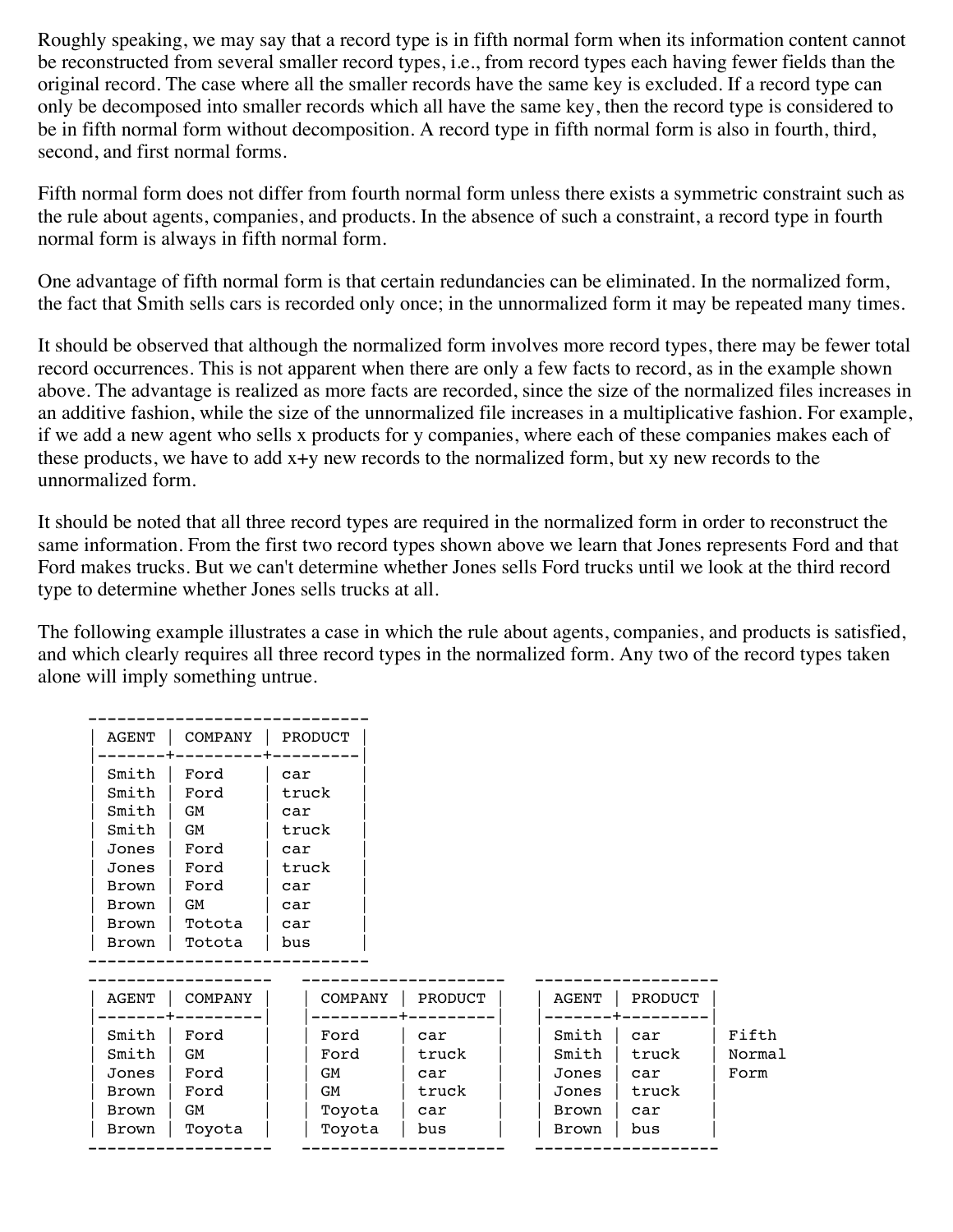Roughly speaking, we may say that a record type is in fifth normal form when its information content cannot be reconstructed from several smaller record types, i.e., from record types each having fewer fields than the original record. The case where all the smaller records have the same key is excluded. If a record type can only be decomposed into smaller records which all have the same key, then the record type is considered to be in fifth normal form without decomposition. A record type in fifth normal form is also in fourth, third, second, and first normal forms.

Fifth normal form does not differ from fourth normal form unless there exists a symmetric constraint such as the rule about agents, companies, and products. In the absence of such a constraint, a record type in fourth normal form is always in fifth normal form.

One advantage of fifth normal form is that certain redundancies can be eliminated. In the normalized form, the fact that Smith sells cars is recorded only once; in the unnormalized form it may be repeated many times.

It should be observed that although the normalized form involves more record types, there may be fewer total record occurrences. This is not apparent when there are only a few facts to record, as in the example shown above. The advantage is realized as more facts are recorded, since the size of the normalized files increases in an additive fashion, while the size of the unnormalized file increases in a multiplicative fashion. For example, if we add a new agent who sells x products for y companies, where each of these companies makes each of these products, we have to add x+y new records to the normalized form, but xy new records to the unnormalized form.

It should be noted that all three record types are required in the normalized form in order to reconstruct the same information. From the first two record types shown above we learn that Jones represents Ford and that Ford makes trucks. But we can't determine whether Jones sells Ford trucks until we look at the third record type to determine whether Jones sells trucks at all.

The following example illustrates a case in which the rule about agents, companies, and products is satisfied, and which clearly requires all three record types in the normalized form. Any two of the record types taken alone will imply something untrue.

| AGENT | COMPANY | PRODUCT |
|---|---|---|
| Smith | Ford | car |
| Smith | Ford | truck |
| Smith | GM | car |
| Smith | GM | truck |
| Jones | Ford | car |
| Jones | Ford | truck |
| Brown | Ford | car |
| Brown | GM | car |
| Brown | Totota | car |
| Brown | Totota | bus |

| AGENT | COMPANY |
|---|---|
| Smith | Ford |
| Smith | GM |
| Jones | Ford |
| Brown | Ford |
| Brown | GM |
| Brown | Toyota |

| COMPANY | PRODUCT |
|---|---|
| Ford | car |
| Ford | truck |
| GM | car |
| GM | truck |
| Toyota | car |
| Toyota | bus |

| AGENT | PRODUCT |
|---|---|
| Smith | car |
| Smith | truck |
| Jones | car |
| Jones | truck |
| Brown | car |
| Brown | bus |

Fifth Normal Form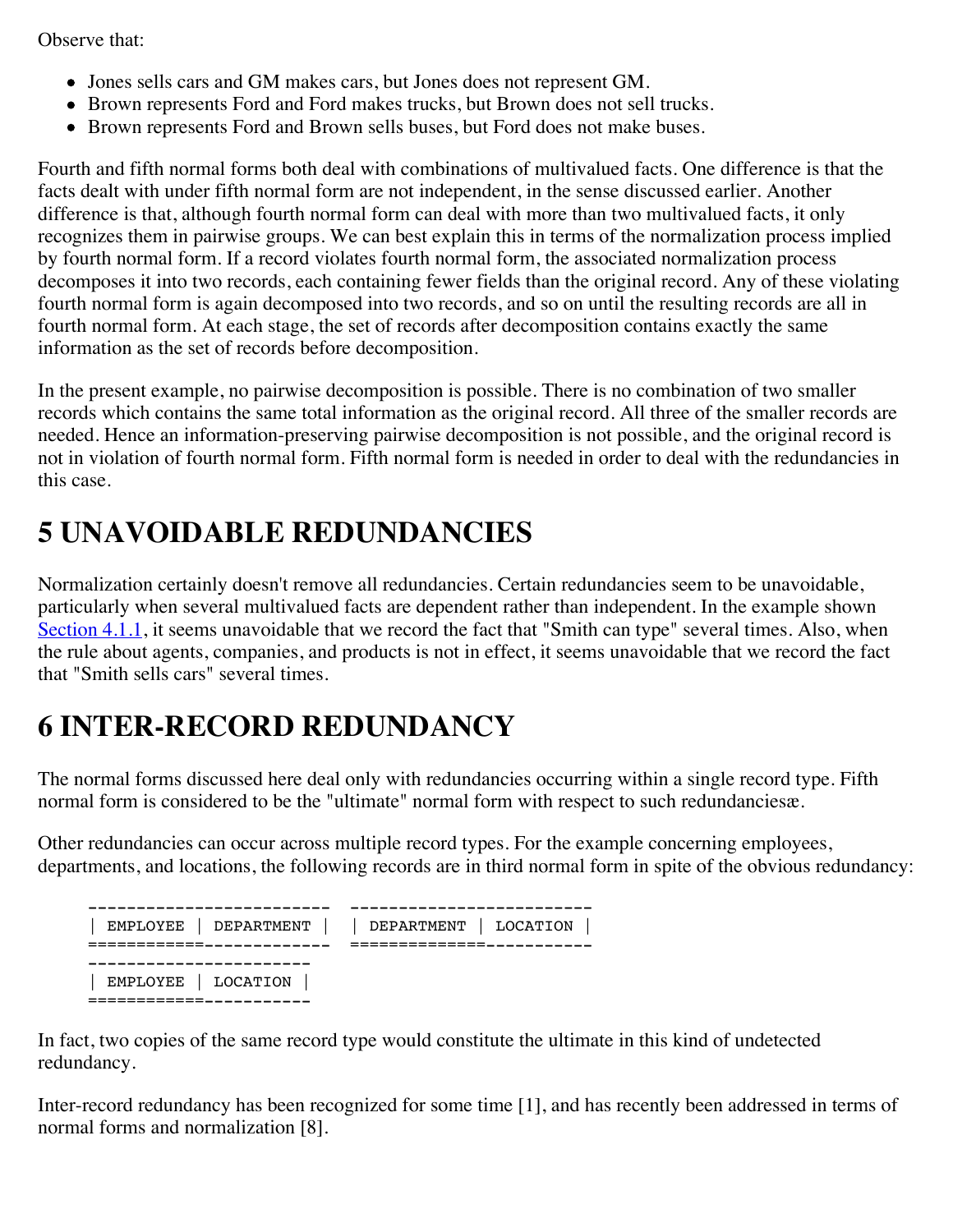Observe that:

- Jones sells cars and GM makes cars, but Jones does not represent GM.
- Brown represents Ford and Ford makes trucks, but Brown does not sell trucks.
- Brown represents Ford and Brown sells buses, but Ford does not make buses.

Fourth and fifth normal forms both deal with combinations of multivalued facts. One difference is that the facts dealt with under fifth normal form are not independent, in the sense discussed earlier. Another difference is that, although fourth normal form can deal with more than two multivalued facts, it only recognizes them in pairwise groups. We can best explain this in terms of the normalization process implied by fourth normal form. If a record violates fourth normal form, the associated normalization process decomposes it into two records, each containing fewer fields than the original record. Any of these violating fourth normal form is again decomposed into two records, and so on until the resulting records are all in fourth normal form. At each stage, the set of records after decomposition contains exactly the same information as the set of records before decomposition.

In the present example, no pairwise decomposition is possible. There is no combination of two smaller records which contains the same total information as the original record. All three of the smaller records are needed. Hence an information-preserving pairwise decomposition is not possible, and the original record is not in violation of fourth normal form. Fifth normal form is needed in order to deal with the redundancies in this case.

# 5 UNAVOIDABLE REDUNDANCIES

Normalization certainly doesn't remove all redundancies. Certain redundancies seem to be unavoidable, particularly when several multivalued facts are dependent rather than independent. In the example shown Section 4.1.1, it seems unavoidable that we record the fact that "Smith can type" several times. Also, when the rule about agents, companies, and products is not in effect, it seems unavoidable that we record the fact that "Smith sells cars" several times.

# 6 INTER-RECORD REDUNDANCY

The normal forms discussed here deal only with redundancies occurring within a single record type. Fifth normal form is considered to be the "ultimate" normal form with respect to such redundanciesæ.

Other redundancies can occur across multiple record types. For the example concerning employees, departments, and locations, the following records are in third normal form in spite of the obvious redundancy:

```
-------------------------  ------------------------
| EMPLOYEE | DEPARTMENT |  | DEPARTMENT | LOCATION |
=========================  ========================
-----------------------
| EMPLOYEE | LOCATION |
=======================
```

In fact, two copies of the same record type would constitute the ultimate in this kind of undetected redundancy.

Inter-record redundancy has been recognized for some time [1], and has recently been addressed in terms of normal forms and normalization [8].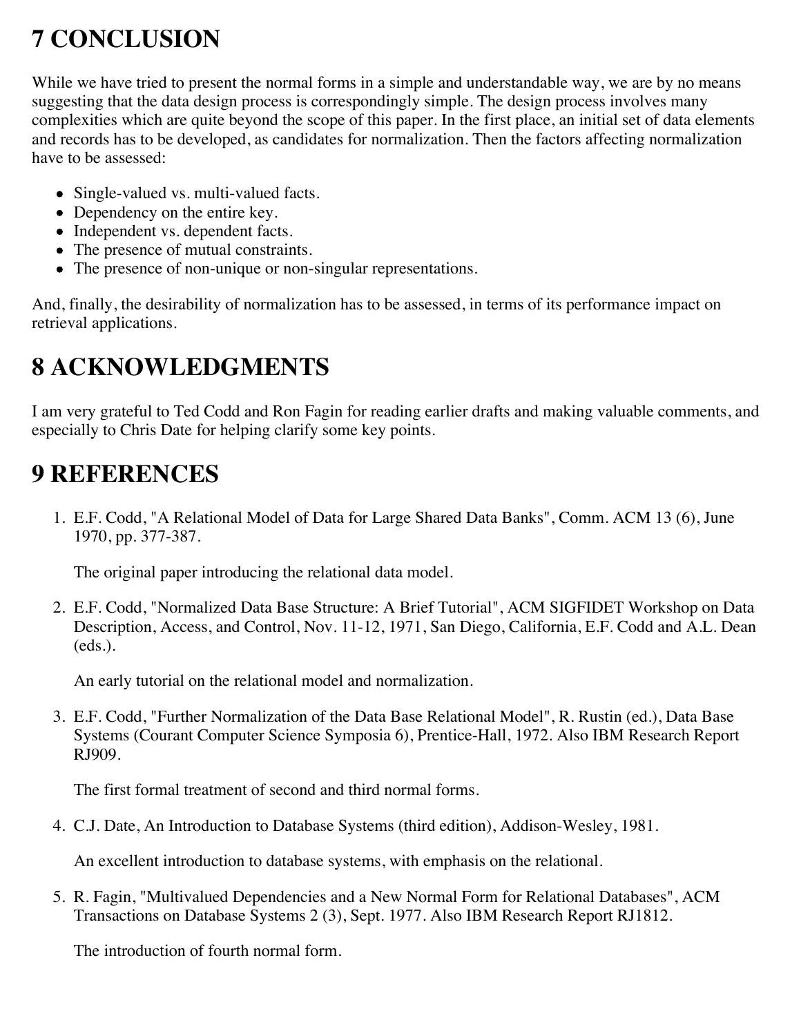# 7 CONCLUSION

While we have tried to present the normal forms in a simple and understandable way, we are by no means suggesting that the data design process is correspondingly simple. The design process involves many complexities which are quite beyond the scope of this paper. In the first place, an initial set of data elements and records has to be developed, as candidates for normalization. Then the factors affecting normalization have to be assessed:

- Single-valued vs. multi-valued facts.
- Dependency on the entire key.
- Independent vs. dependent facts.
- The presence of mutual constraints.
- The presence of non-unique or non-singular representations.

And, finally, the desirability of normalization has to be assessed, in terms of its performance impact on retrieval applications.

# 8 ACKNOWLEDGMENTS

I am very grateful to Ted Codd and Ron Fagin for reading earlier drafts and making valuable comments, and especially to Chris Date for helping clarify some key points.

# 9 REFERENCES

1. E.F. Codd, "A Relational Model of Data for Large Shared Data Banks", Comm. ACM 13 (6), June 1970, pp. 377-387.

   The original paper introducing the relational data model.

2. E.F. Codd, "Normalized Data Base Structure: A Brief Tutorial", ACM SIGFIDET Workshop on Data Description, Access, and Control, Nov. 11-12, 1971, San Diego, California, E.F. Codd and A.L. Dean (eds.).

   An early tutorial on the relational model and normalization.

3. E.F. Codd, "Further Normalization of the Data Base Relational Model", R. Rustin (ed.), Data Base Systems (Courant Computer Science Symposia 6), Prentice-Hall, 1972. Also IBM Research Report RJ909.

   The first formal treatment of second and third normal forms.

4. C.J. Date, An Introduction to Database Systems (third edition), Addison-Wesley, 1981.

   An excellent introduction to database systems, with emphasis on the relational.

5. R. Fagin, "Multivalued Dependencies and a New Normal Form for Relational Databases", ACM Transactions on Database Systems 2 (3), Sept. 1977. Also IBM Research Report RJ1812.

   The introduction of fourth normal form.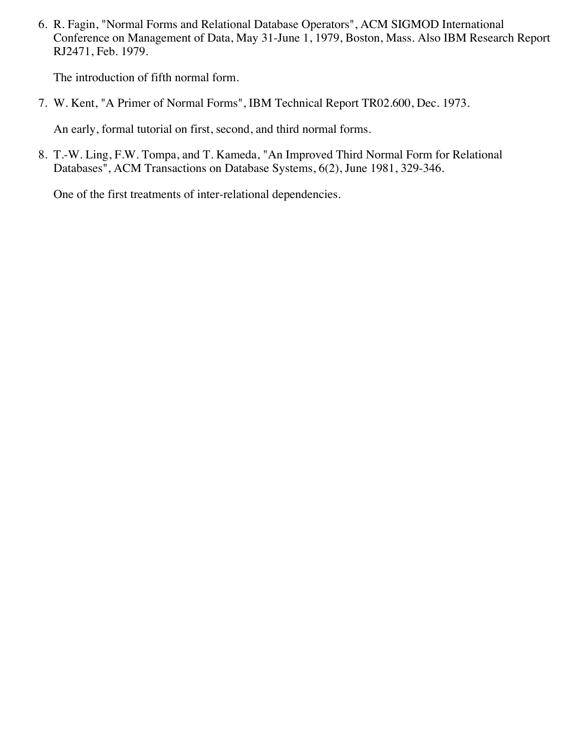6. R. Fagin, "Normal Forms and Relational Database Operators", ACM SIGMOD International Conference on Management of Data, May 31-June 1, 1979, Boston, Mass. Also IBM Research Report RJ2471, Feb. 1979.

   The introduction of fifth normal form.

7. W. Kent, "A Primer of Normal Forms", IBM Technical Report TR02.600, Dec. 1973.

   An early, formal tutorial on first, second, and third normal forms.

8. T.-W. Ling, F.W. Tompa, and T. Kameda, "An Improved Third Normal Form for Relational Databases", ACM Transactions on Database Systems, 6(2), June 1981, 329-346.

   One of the first treatments of inter-relational dependencies.